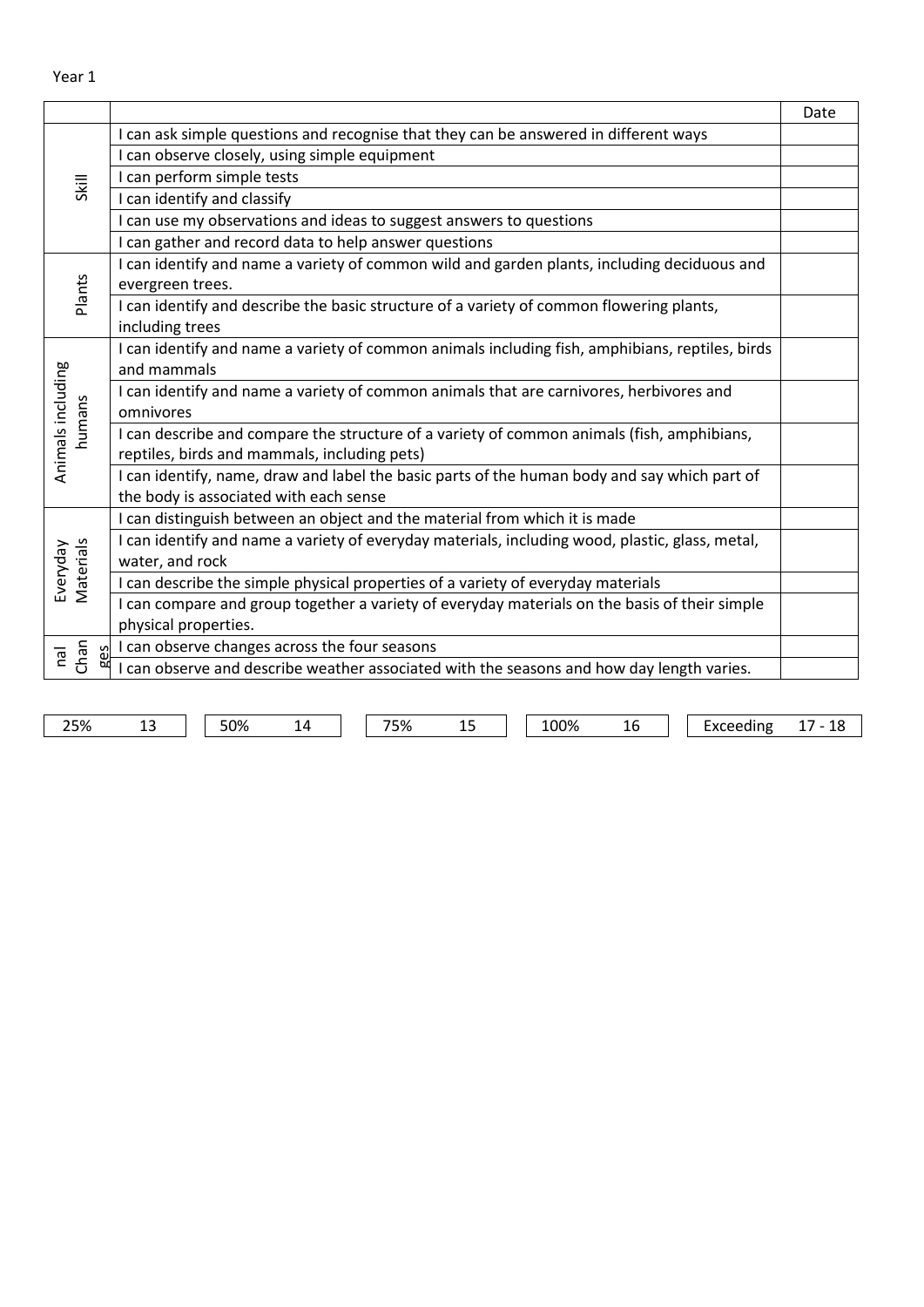Year 1

| | | Date |
|---|---|---|
| Skill | I can ask simple questions and recognise that they can be answered in different ways | |
| | I can observe closely, using simple equipment | |
| | I can perform simple tests | |
| | I can identify and classify | |
| | I can use my observations and ideas to suggest answers to questions | |
| | I can gather and record data to help answer questions | |
| Plants | I can identify and name a variety of common wild and garden plants, including deciduous and evergreen trees. | |
| | I can identify and describe the basic structure of a variety of common flowering plants, including trees | |
| Animals including humans | I can identify and name a variety of common animals including fish, amphibians, reptiles, birds and mammals | |
| | I can identify and name a variety of common animals that are carnivores, herbivores and omnivores | |
| | I can describe and compare the structure of a variety of common animals (fish, amphibians, reptiles, birds and mammals, including pets) | |
| | I can identify, name, draw and label the basic parts of the human body and say which part of the body is associated with each sense | |
| Everyday Materials | I can distinguish between an object and the material from which it is made | |
| | I can identify and name a variety of everyday materials, including wood, plastic, glass, metal, water, and rock | |
| | I can describe the simple physical properties of a variety of everyday materials | |
| | I can compare and group together a variety of everyday materials on the basis of their simple physical properties. | |
| nal Changes | I can observe changes across the four seasons | |
| | I can observe and describe weather associated with the seasons and how day length varies. | |

| 25% | 13 | 50% | 14 | 75% | 15 | 100% | 16 | Exceeding | 17 - 18 |
|---|---|---|---|---|---|---|---|---|---|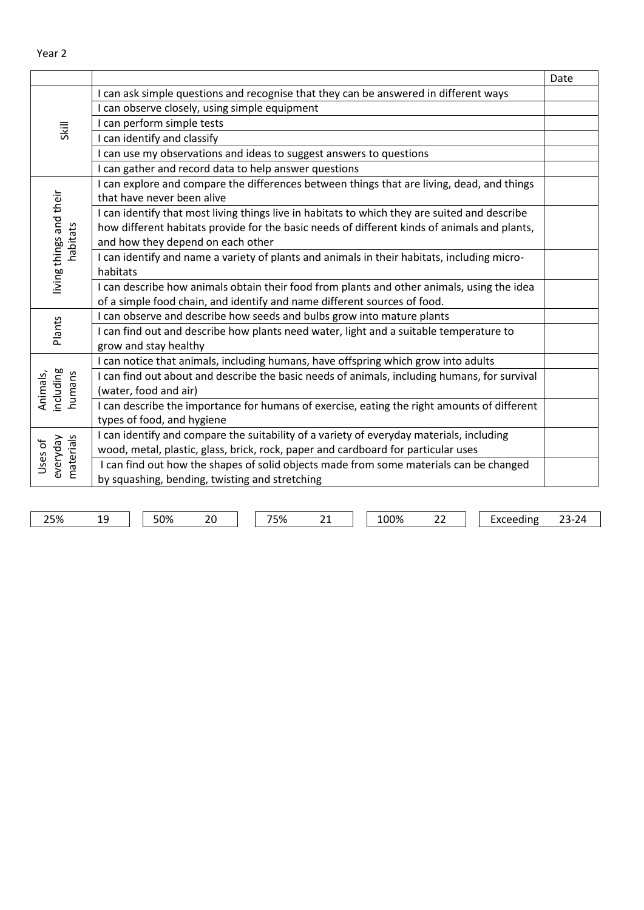Year 2

| | | Date |
|---|---|---|
| Skill | I can ask simple questions and recognise that they can be answered in different ways | |
| | I can observe closely, using simple equipment | |
| | I can perform simple tests | |
| | I can identify and classify | |
| | I can use my observations and ideas to suggest answers to questions | |
| | I can gather and record data to help answer questions | |
| living things and their habitats | I can explore and compare the differences between things that are living, dead, and things that have never been alive | |
| | I can identify that most living things live in habitats to which they are suited and describe how different habitats provide for the basic needs of different kinds of animals and plants, and how they depend on each other | |
| | I can identify and name a variety of plants and animals in their habitats, including micro-habitats | |
| | I can describe how animals obtain their food from plants and other animals, using the idea of a simple food chain, and identify and name different sources of food. | |
| Plants | I can observe and describe how seeds and bulbs grow into mature plants | |
| | I can find out and describe how plants need water, light and a suitable temperature to grow and stay healthy | |
| Animals, including humans | I can notice that animals, including humans, have offspring which grow into adults | |
| | I can find out about and describe the basic needs of animals, including humans, for survival (water, food and air) | |
| | I can describe the importance for humans of exercise, eating the right amounts of different types of food, and hygiene | |
| Uses of everyday materials | I can identify and compare the suitability of a variety of everyday materials, including wood, metal, plastic, glass, brick, rock, paper and cardboard for particular uses | |
| | I can find out how the shapes of solid objects made from some materials can be changed by squashing, bending, twisting and stretching | |

| 25% | 19 | 50% | 20 | 75% | 21 | 100% | 22 | Exceeding | 23-24 |
|---|---|---|---|---|---|---|---|---|---|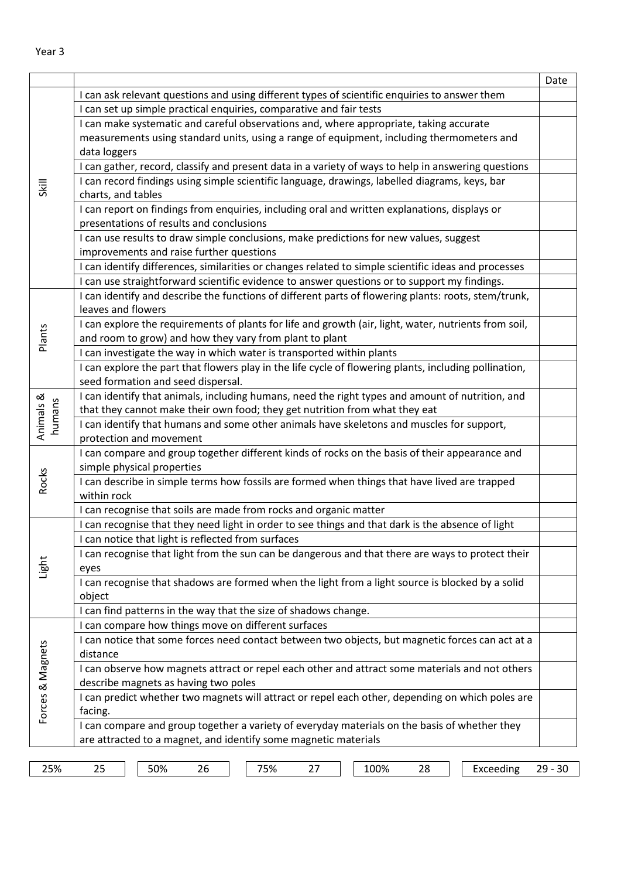Year 3

| | | Date |
|---|---|---|
| Skill | I can ask relevant questions and using different types of scientific enquiries to answer them | |
| | I can set up simple practical enquiries, comparative and fair tests | |
| | I can make systematic and careful observations and, where appropriate, taking accurate measurements using standard units, using a range of equipment, including thermometers and data loggers | |
| | I can gather, record, classify and present data in a variety of ways to help in answering questions | |
| | I can record findings using simple scientific language, drawings, labelled diagrams, keys, bar charts, and tables | |
| | I can report on findings from enquiries, including oral and written explanations, displays or presentations of results and conclusions | |
| | I can use results to draw simple conclusions, make predictions for new values, suggest improvements and raise further questions | |
| | I can identify differences, similarities or changes related to simple scientific ideas and processes | |
| | I can use straightforward scientific evidence to answer questions or to support my findings. | |
| Plants | I can identify and describe the functions of different parts of flowering plants: roots, stem/trunk, leaves and flowers | |
| | I can explore the requirements of plants for life and growth (air, light, water, nutrients from soil, and room to grow) and how they vary from plant to plant | |
| | I can investigate the way in which water is transported within plants | |
| | I can explore the part that flowers play in the life cycle of flowering plants, including pollination, seed formation and seed dispersal. | |
| Animals & humans | I can identify that animals, including humans, need the right types and amount of nutrition, and that they cannot make their own food; they get nutrition from what they eat | |
| | I can identify that humans and some other animals have skeletons and muscles for support, protection and movement | |
| Rocks | I can compare and group together different kinds of rocks on the basis of their appearance and simple physical properties | |
| | I can describe in simple terms how fossils are formed when things that have lived are trapped within rock | |
| | I can recognise that soils are made from rocks and organic matter | |
| Light | I can recognise that they need light in order to see things and that dark is the absence of light | |
| | I can notice that light is reflected from surfaces | |
| | I can recognise that light from the sun can be dangerous and that there are ways to protect their eyes | |
| | I can recognise that shadows are formed when the light from a light source is blocked by a solid object | |
| | I can find patterns in the way that the size of shadows change. | |
| Forces & Magnets | I can compare how things move on different surfaces | |
| | I can notice that some forces need contact between two objects, but magnetic forces can act at a distance | |
| | I can observe how magnets attract or repel each other and attract some materials and not others describe magnets as having two poles | |
| | I can predict whether two magnets will attract or repel each other, depending on which poles are facing. | |
| | I can compare and group together a variety of everyday materials on the basis of whether they are attracted to a magnet, and identify some magnetic materials | |

| 25% | 25 | 50% | 26 | 75% | 27 | 100% | 28 | Exceeding | 29 - 30 |
|---|---|---|---|---|---|---|---|---|---|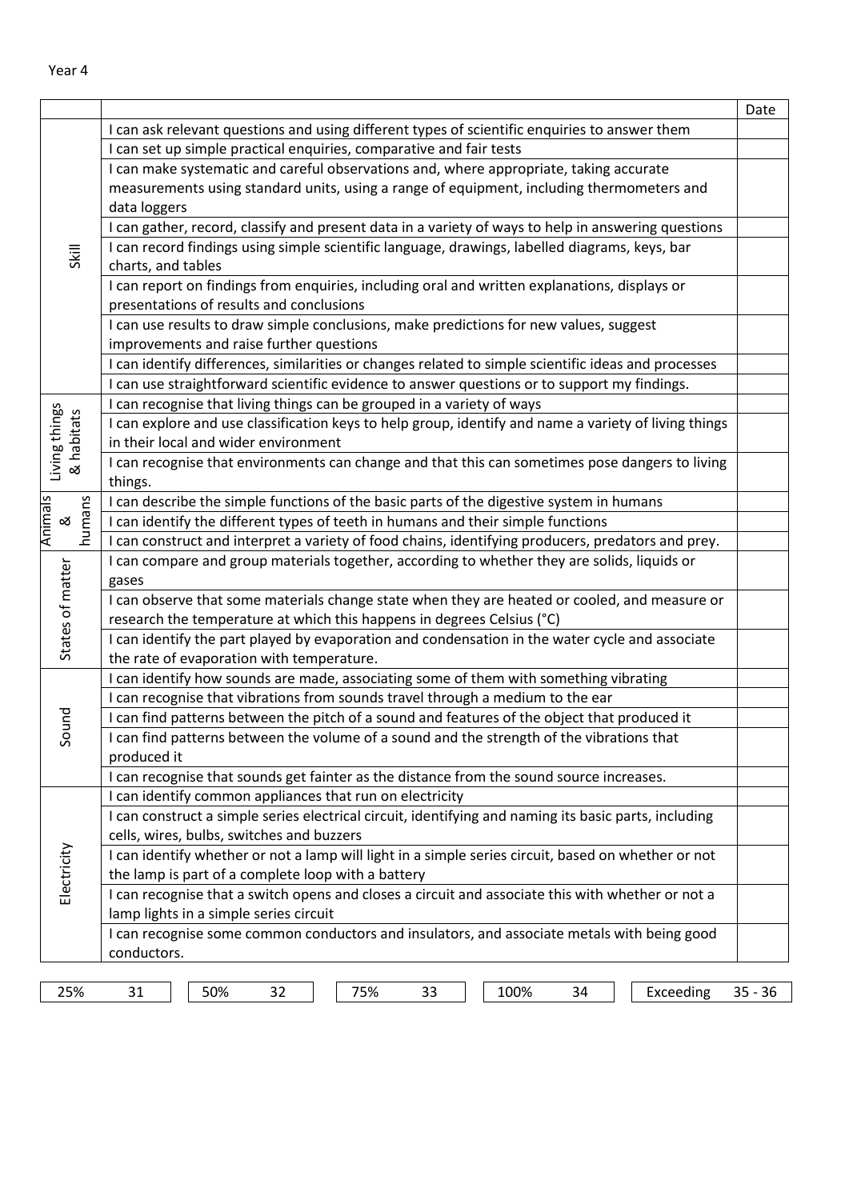Year 4

| | | Date |
|---|---|---|
| Skill | I can ask relevant questions and using different types of scientific enquiries to answer them | |
| | I can set up simple practical enquiries, comparative and fair tests | |
| | I can make systematic and careful observations and, where appropriate, taking accurate measurements using standard units, using a range of equipment, including thermometers and data loggers | |
| | I can gather, record, classify and present data in a variety of ways to help in answering questions | |
| | I can record findings using simple scientific language, drawings, labelled diagrams, keys, bar charts, and tables | |
| | I can report on findings from enquiries, including oral and written explanations, displays or presentations of results and conclusions | |
| | I can use results to draw simple conclusions, make predictions for new values, suggest improvements and raise further questions | |
| | I can identify differences, similarities or changes related to simple scientific ideas and processes | |
| | I can use straightforward scientific evidence to answer questions or to support my findings. | |
| Living things & habitats | I can recognise that living things can be grouped in a variety of ways | |
| | I can explore and use classification keys to help group, identify and name a variety of living things in their local and wider environment | |
| | I can recognise that environments can change and that this can sometimes pose dangers to living things. | |
| Animals & humans | I can describe the simple functions of the basic parts of the digestive system in humans | |
| | I can identify the different types of teeth in humans and their simple functions | |
| | I can construct and interpret a variety of food chains, identifying producers, predators and prey. | |
| States of matter | I can compare and group materials together, according to whether they are solids, liquids or gases | |
| | I can observe that some materials change state when they are heated or cooled, and measure or research the temperature at which this happens in degrees Celsius (°C) | |
| | I can identify the part played by evaporation and condensation in the water cycle and associate the rate of evaporation with temperature. | |
| Sound | I can identify how sounds are made, associating some of them with something vibrating | |
| | I can recognise that vibrations from sounds travel through a medium to the ear | |
| | I can find patterns between the pitch of a sound and features of the object that produced it | |
| | I can find patterns between the volume of a sound and the strength of the vibrations that produced it | |
| | I can recognise that sounds get fainter as the distance from the sound source increases. | |
| Electricity | I can identify common appliances that run on electricity | |
| | I can construct a simple series electrical circuit, identifying and naming its basic parts, including cells, wires, bulbs, switches and buzzers | |
| | I can identify whether or not a lamp will light in a simple series circuit, based on whether or not the lamp is part of a complete loop with a battery | |
| | I can recognise that a switch opens and closes a circuit and associate this with whether or not a lamp lights in a simple series circuit | |
| | I can recognise some common conductors and insulators, and associate metals with being good conductors. | |

| 25% | 31 | 50% | 32 | 75% | 33 | 100% | 34 | Exceeding | 35 - 36 |
|---|---|---|---|---|---|---|---|---|---|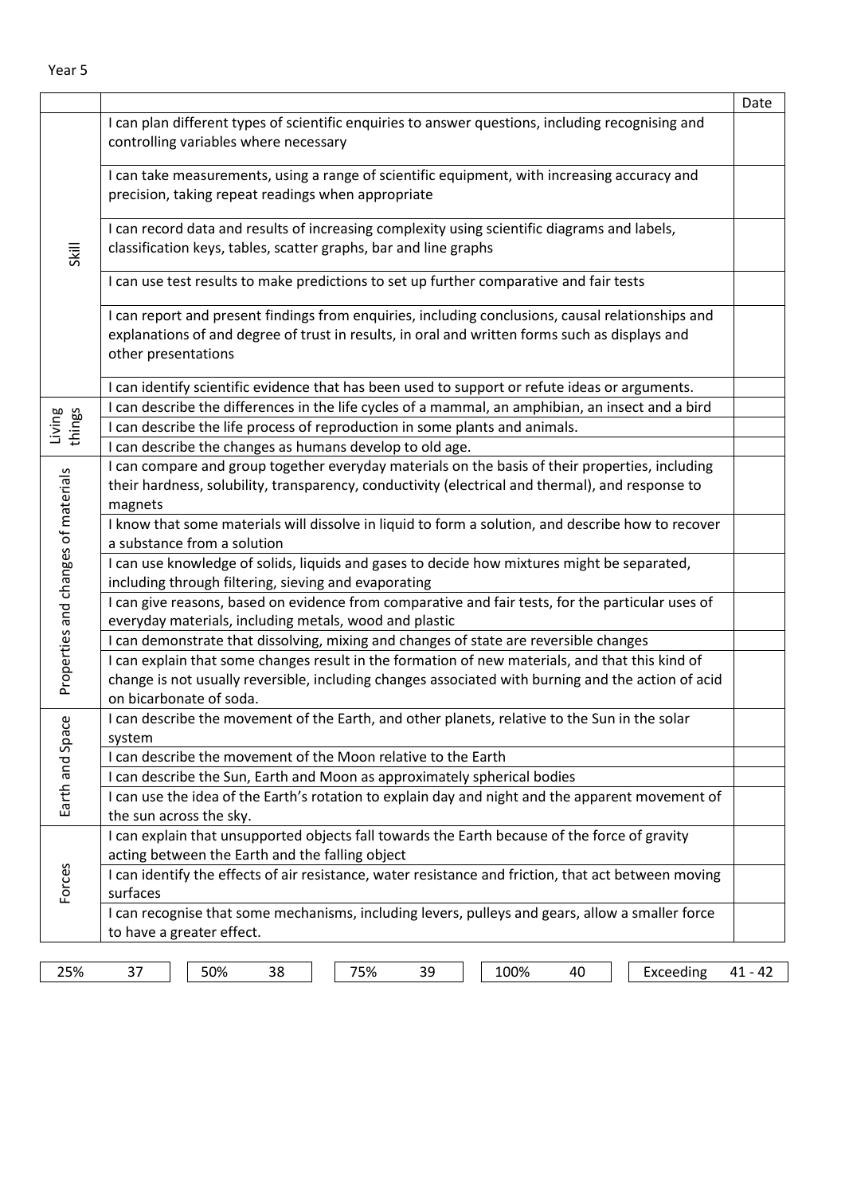Year 5

| | | Date |
|---|---|---|
| Skill | I can plan different types of scientific enquiries to answer questions, including recognising and controlling variables where necessary | |
| | I can take measurements, using a range of scientific equipment, with increasing accuracy and precision, taking repeat readings when appropriate | |
| | I can record data and results of increasing complexity using scientific diagrams and labels, classification keys, tables, scatter graphs, bar and line graphs | |
| | I can use test results to make predictions to set up further comparative and fair tests | |
| | I can report and present findings from enquiries, including conclusions, causal relationships and explanations of and degree of trust in results, in oral and written forms such as displays and other presentations | |
| | I can identify scientific evidence that has been used to support or refute ideas or arguments. | |
| Living things | I can describe the differences in the life cycles of a mammal, an amphibian, an insect and a bird | |
| | I can describe the life process of reproduction in some plants and animals. | |
| | I can describe the changes as humans develop to old age. | |
| Properties and changes of materials | I can compare and group together everyday materials on the basis of their properties, including their hardness, solubility, transparency, conductivity (electrical and thermal), and response to magnets | |
| | I know that some materials will dissolve in liquid to form a solution, and describe how to recover a substance from a solution | |
| | I can use knowledge of solids, liquids and gases to decide how mixtures might be separated, including through filtering, sieving and evaporating | |
| | I can give reasons, based on evidence from comparative and fair tests, for the particular uses of everyday materials, including metals, wood and plastic | |
| | I can demonstrate that dissolving, mixing and changes of state are reversible changes | |
| | I can explain that some changes result in the formation of new materials, and that this kind of change is not usually reversible, including changes associated with burning and the action of acid on bicarbonate of soda. | |
| Earth and Space | I can describe the movement of the Earth, and other planets, relative to the Sun in the solar system | |
| | I can describe the movement of the Moon relative to the Earth | |
| | I can describe the Sun, Earth and Moon as approximately spherical bodies | |
| | I can use the idea of the Earth's rotation to explain day and night and the apparent movement of the sun across the sky. | |
| Forces | I can explain that unsupported objects fall towards the Earth because of the force of gravity acting between the Earth and the falling object | |
| | I can identify the effects of air resistance, water resistance and friction, that act between moving surfaces | |
| | I can recognise that some mechanisms, including levers, pulleys and gears, allow a smaller force to have a greater effect. | |

| 25% | 37 | 50% | 38 | 75% | 39 | 100% | 40 | Exceeding | 41 - 42 |
|---|---|---|---|---|---|---|---|---|---|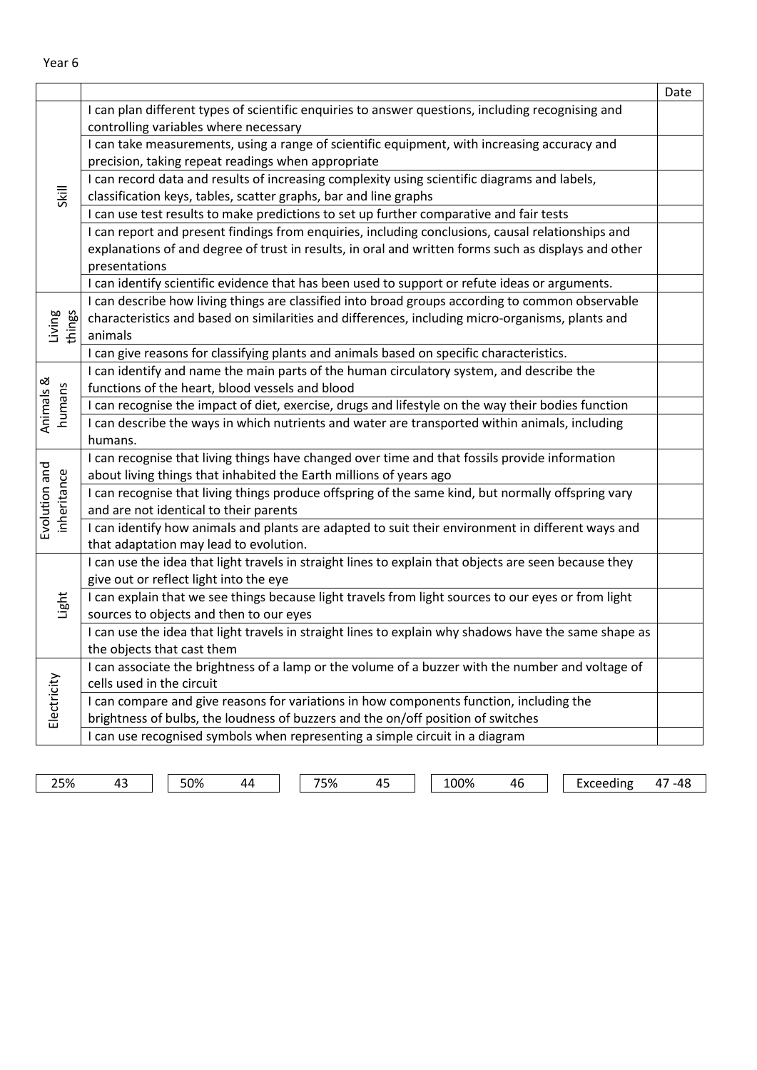Year 6

| | | Date |
|---|---|---|
| Skill | I can plan different types of scientific enquiries to answer questions, including recognising and controlling variables where necessary | |
| | I can take measurements, using a range of scientific equipment, with increasing accuracy and precision, taking repeat readings when appropriate | |
| | I can record data and results of increasing complexity using scientific diagrams and labels, classification keys, tables, scatter graphs, bar and line graphs | |
| | I can use test results to make predictions to set up further comparative and fair tests | |
| | I can report and present findings from enquiries, including conclusions, causal relationships and explanations of and degree of trust in results, in oral and written forms such as displays and other presentations | |
| | I can identify scientific evidence that has been used to support or refute ideas or arguments. | |
| Living things | I can describe how living things are classified into broad groups according to common observable characteristics and based on similarities and differences, including micro-organisms, plants and animals | |
| | I can give reasons for classifying plants and animals based on specific characteristics. | |
| Animals & humans | I can identify and name the main parts of the human circulatory system, and describe the functions of the heart, blood vessels and blood | |
| | I can recognise the impact of diet, exercise, drugs and lifestyle on the way their bodies function | |
| | I can describe the ways in which nutrients and water are transported within animals, including humans. | |
| Evolution and inheritance | I can recognise that living things have changed over time and that fossils provide information about living things that inhabited the Earth millions of years ago | |
| | I can recognise that living things produce offspring of the same kind, but normally offspring vary and are not identical to their parents | |
| | I can identify how animals and plants are adapted to suit their environment in different ways and that adaptation may lead to evolution. | |
| Light | I can use the idea that light travels in straight lines to explain that objects are seen because they give out or reflect light into the eye | |
| | I can explain that we see things because light travels from light sources to our eyes or from light sources to objects and then to our eyes | |
| | I can use the idea that light travels in straight lines to explain why shadows have the same shape as the objects that cast them | |
| Electricity | I can associate the brightness of a lamp or the volume of a buzzer with the number and voltage of cells used in the circuit | |
| | I can compare and give reasons for variations in how components function, including the brightness of bulbs, the loudness of buzzers and the on/off position of switches | |
| | I can use recognised symbols when representing a simple circuit in a diagram | |

| 25% | 43 | 50% | 44 | 75% | 45 | 100% | 46 | Exceeding | 47 -48 |
|---|---|---|---|---|---|---|---|---|---|